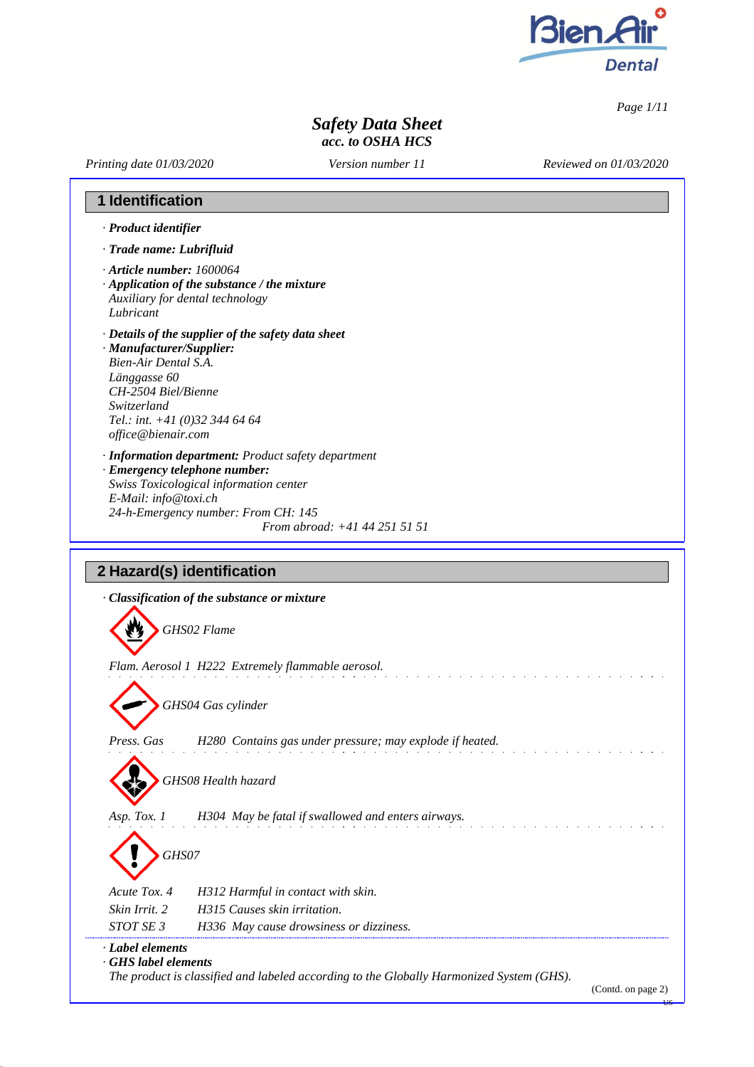# Safety Data Sheet
*acc. to OSHA HCS*

*Printing date 01/03/2020* *Version number 11* *Reviewed on 01/03/2020*

## 1 Identification

· ***Product identifier***

· ***Trade name: Lubrifluid***

· ***Article number:*** *1600064*

· ***Application of the substance / the mixture***
*Auxiliary for dental technology*
*Lubricant*

· ***Details of the supplier of the safety data sheet***

· ***Manufacturer/Supplier:***
*Bien-Air Dental S.A.*
*Länggasse 60*
*CH-2504 Biel/Bienne*
*Switzerland*
*Tel.: int. +41 (0)32 344 64 64*
*office@bienair.com*

· ***Information department:*** *Product safety department*

· ***Emergency telephone number:***
*Swiss Toxicological information center*
*E-Mail: info@toxi.ch*
*24-h-Emergency number: From CH: 145*
*From abroad: +41 44 251 51 51*

## 2 Hazard(s) identification

· ***Classification of the substance or mixture***

*GHS02 Flame*

*Flam. Aerosol 1 H222 Extremely flammable aerosol.*

*GHS04 Gas cylinder*

*Press. Gas H280 Contains gas under pressure; may explode if heated.*

*GHS08 Health hazard*

*Asp. Tox. 1 H304 May be fatal if swallowed and enters airways.*

*GHS07*

*Acute Tox. 4 H312 Harmful in contact with skin.*
*Skin Irrit. 2 H315 Causes skin irritation.*
*STOT SE 3 H336 May cause drowsiness or dizziness.*

· ***Label elements***

· ***GHS label elements***
*The product is classified and labeled according to the Globally Harmonized System (GHS).*

(Contd. on page 2)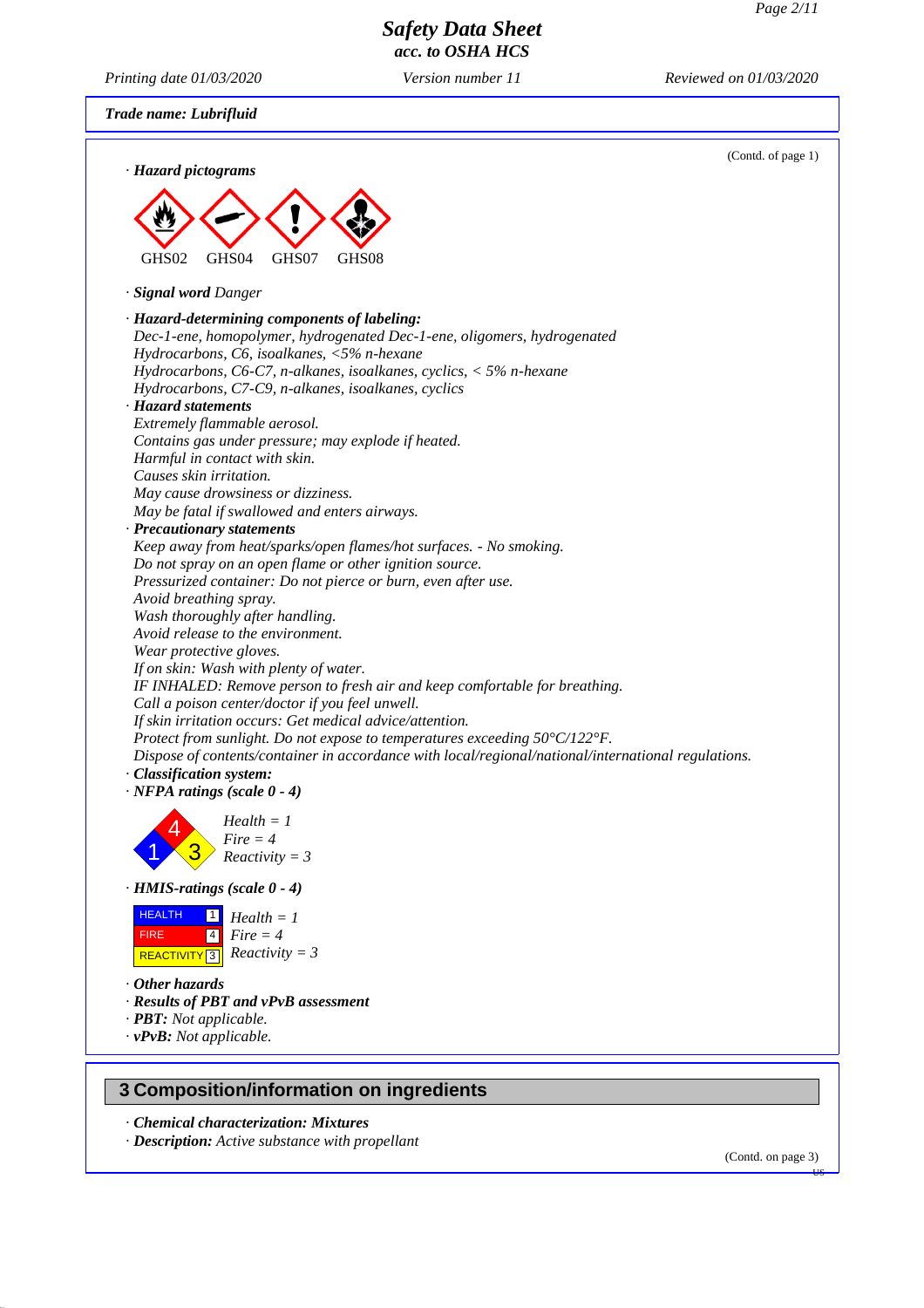Trade name: Lubrifluid

(Contd. of page 1)

· **Hazard pictograms**

GHS02 GHS04 GHS07 GHS08

· **Signal word** Danger

· **Hazard-determining components of labeling:**
Dec-1-ene, homopolymer, hydrogenated Dec-1-ene, oligomers, hydrogenated
Hydrocarbons, C6, isoalkanes, <5% n-hexane
Hydrocarbons, C6-C7, n-alkanes, isoalkanes, cyclics, < 5% n-hexane
Hydrocarbons, C7-C9, n-alkanes, isoalkanes, cyclics

· **Hazard statements**
Extremely flammable aerosol.
Contains gas under pressure; may explode if heated.
Harmful in contact with skin.
Causes skin irritation.
May cause drowsiness or dizziness.
May be fatal if swallowed and enters airways.

· **Precautionary statements**
Keep away from heat/sparks/open flames/hot surfaces. - No smoking.
Do not spray on an open flame or other ignition source.
Pressurized container: Do not pierce or burn, even after use.
Avoid breathing spray.
Wash thoroughly after handling.
Avoid release to the environment.
Wear protective gloves.
If on skin: Wash with plenty of water.
IF INHALED: Remove person to fresh air and keep comfortable for breathing.
Call a poison center/doctor if you feel unwell.
If skin irritation occurs: Get medical advice/attention.
Protect from sunlight. Do not expose to temperatures exceeding 50°C/122°F.
Dispose of contents/container in accordance with local/regional/national/international regulations.

· **Classification system:**

· **NFPA ratings (scale 0 - 4)**

Health = 1
Fire = 4
Reactivity = 3

· **HMIS-ratings (scale 0 - 4)**

| | | |
|---|---|---|
| HEALTH | 1 | Health = 1 |
| FIRE | 4 | Fire = 4 |
| REACTIVITY | 3 | Reactivity = 3 |

· **Other hazards**

· **Results of PBT and vPvB assessment**

· **PBT:** Not applicable.

· **vPvB:** Not applicable.

## 3 Composition/information on ingredients

· **Chemical characterization: Mixtures**

· **Description:** Active substance with propellant

(Contd. on page 3)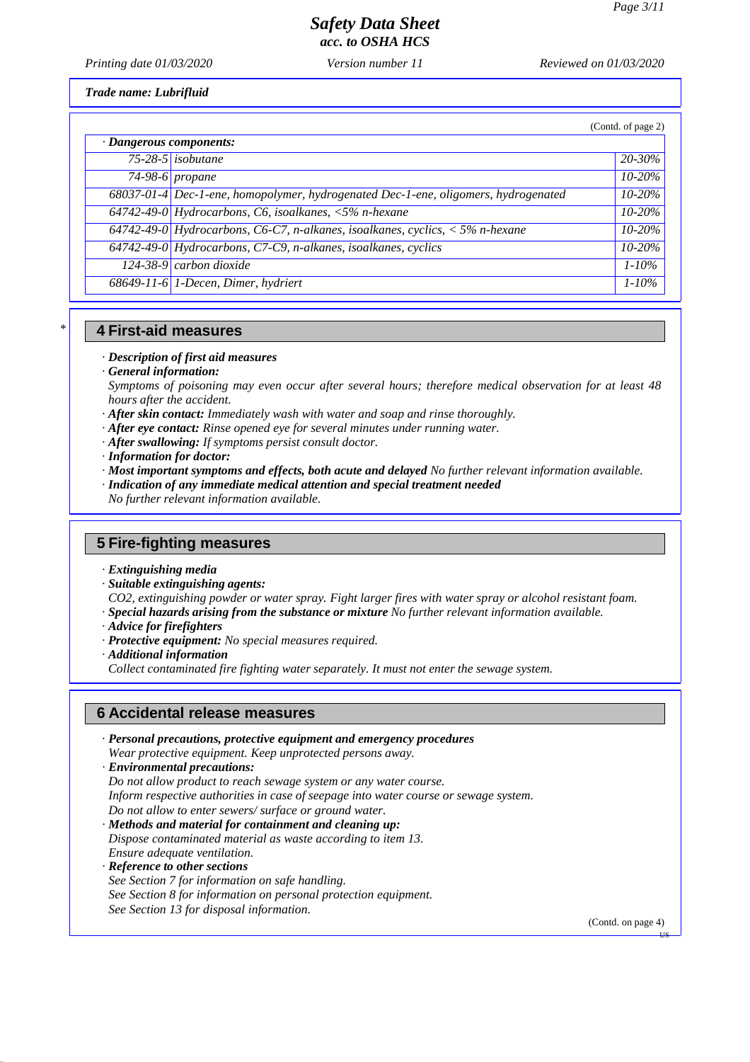**Trade name: Lubrifluid**

(Contd. of page 2)

| · *Dangerous components:* | | |
|---|---|---|
| 75-28-5 | isobutane | 20-30% |
| 74-98-6 | propane | 10-20% |
| 68037-01-4 | Dec-1-ene, homopolymer, hydrogenated Dec-1-ene, oligomers, hydrogenated | 10-20% |
| 64742-49-0 | Hydrocarbons, C6, isoalkanes, <5% n-hexane | 10-20% |
| 64742-49-0 | Hydrocarbons, C6-C7, n-alkanes, isoalkanes, cyclics, < 5% n-hexane | 10-20% |
| 64742-49-0 | Hydrocarbons, C7-C9, n-alkanes, isoalkanes, cyclics | 10-20% |
| 124-38-9 | carbon dioxide | 1-10% |
| 68649-11-6 | 1-Decen, Dimer, hydriert | 1-10% |

\*

## 4 First-aid measures

· ***Description of first aid measures***
· ***General information:***
*Symptoms of poisoning may even occur after several hours; therefore medical observation for at least 48 hours after the accident.*
· ***After skin contact:*** *Immediately wash with water and soap and rinse thoroughly.*
· ***After eye contact:*** *Rinse opened eye for several minutes under running water.*
· ***After swallowing:*** *If symptoms persist consult doctor.*
· ***Information for doctor:***
· ***Most important symptoms and effects, both acute and delayed*** *No further relevant information available.*
· ***Indication of any immediate medical attention and special treatment needed***
*No further relevant information available.*

## 5 Fire-fighting measures

· ***Extinguishing media***
· ***Suitable extinguishing agents:***
*CO2, extinguishing powder or water spray. Fight larger fires with water spray or alcohol resistant foam.*
· ***Special hazards arising from the substance or mixture*** *No further relevant information available.*
· ***Advice for firefighters***
· ***Protective equipment:*** *No special measures required.*
· ***Additional information***
*Collect contaminated fire fighting water separately. It must not enter the sewage system.*

## 6 Accidental release measures

· ***Personal precautions, protective equipment and emergency procedures***
*Wear protective equipment. Keep unprotected persons away.*
· ***Environmental precautions:***
*Do not allow product to reach sewage system or any water course.*
*Inform respective authorities in case of seepage into water course or sewage system.*
*Do not allow to enter sewers/ surface or ground water.*
· ***Methods and material for containment and cleaning up:***
*Dispose contaminated material as waste according to item 13.*
*Ensure adequate ventilation.*
· ***Reference to other sections***
*See Section 7 for information on safe handling.*
*See Section 8 for information on personal protection equipment.*
*See Section 13 for disposal information.*

(Contd. on page 4)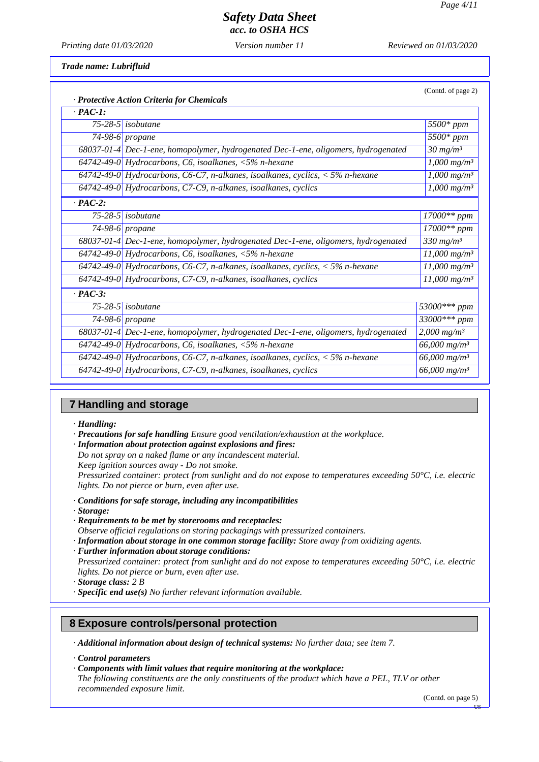*Safety Data Sheet*
*acc. to OSHA HCS*

*Printing date 01/03/2020* *Version number 11* *Reviewed on 01/03/2020*

***Trade name: Lubrifluid***

(Contd. of page 2)

*· **Protective Action Criteria for Chemicals***

| · **PAC-1:** | | |
|---|---|---|
| 75-28-5 | isobutane | 5500* ppm |
| 74-98-6 | propane | 5500* ppm |
| 68037-01-4 | Dec-1-ene, homopolymer, hydrogenated Dec-1-ene, oligomers, hydrogenated | 30 mg/m³ |
| 64742-49-0 | Hydrocarbons, C6, isoalkanes, <5% n-hexane | 1,000 mg/m³ |
| 64742-49-0 | Hydrocarbons, C6-C7, n-alkanes, isoalkanes, cyclics, < 5% n-hexane | 1,000 mg/m³ |
| 64742-49-0 | Hydrocarbons, C7-C9, n-alkanes, isoalkanes, cyclics | 1,000 mg/m³ |
| · **PAC-2:** | | |
| 75-28-5 | isobutane | 17000** ppm |
| 74-98-6 | propane | 17000** ppm |
| 68037-01-4 | Dec-1-ene, homopolymer, hydrogenated Dec-1-ene, oligomers, hydrogenated | 330 mg/m³ |
| 64742-49-0 | Hydrocarbons, C6, isoalkanes, <5% n-hexane | 11,000 mg/m³ |
| 64742-49-0 | Hydrocarbons, C6-C7, n-alkanes, isoalkanes, cyclics, < 5% n-hexane | 11,000 mg/m³ |
| 64742-49-0 | Hydrocarbons, C7-C9, n-alkanes, isoalkanes, cyclics | 11,000 mg/m³ |
| · **PAC-3:** | | |
| 75-28-5 | isobutane | 53000*** ppm |
| 74-98-6 | propane | 33000*** ppm |
| 68037-01-4 | Dec-1-ene, homopolymer, hydrogenated Dec-1-ene, oligomers, hydrogenated | 2,000 mg/m³ |
| 64742-49-0 | Hydrocarbons, C6, isoalkanes, <5% n-hexane | 66,000 mg/m³ |
| 64742-49-0 | Hydrocarbons, C6-C7, n-alkanes, isoalkanes, cyclics, < 5% n-hexane | 66,000 mg/m³ |
| 64742-49-0 | Hydrocarbons, C7-C9, n-alkanes, isoalkanes, cyclics | 66,000 mg/m³ |

## 7 Handling and storage

*· **Handling:***
*· **Precautions for safe handling** Ensure good ventilation/exhaustion at the workplace.*
*· **Information about protection against explosions and fires:***
*Do not spray on a naked flame or any incandescent material.*
*Keep ignition sources away - Do not smoke.*
*Pressurized container: protect from sunlight and do not expose to temperatures exceeding 50°C, i.e. electric lights. Do not pierce or burn, even after use.*

*· **Conditions for safe storage, including any incompatibilities***
*· **Storage:***
*· **Requirements to be met by storerooms and receptacles:***
*Observe official regulations on storing packagings with pressurized containers.*
*· **Information about storage in one common storage facility:** Store away from oxidizing agents.*
*· **Further information about storage conditions:***
*Pressurized container: protect from sunlight and do not expose to temperatures exceeding 50°C, i.e. electric lights. Do not pierce or burn, even after use.*
*· **Storage class:** 2 B*
*· **Specific end use(s)** No further relevant information available.*

## 8 Exposure controls/personal protection

*· **Additional information about design of technical systems:** No further data; see item 7.*

*· **Control parameters***
*· **Components with limit values that require monitoring at the workplace:***
*The following constituents are the only constituents of the product which have a PEL, TLV or other recommended exposure limit.*

(Contd. on page 5)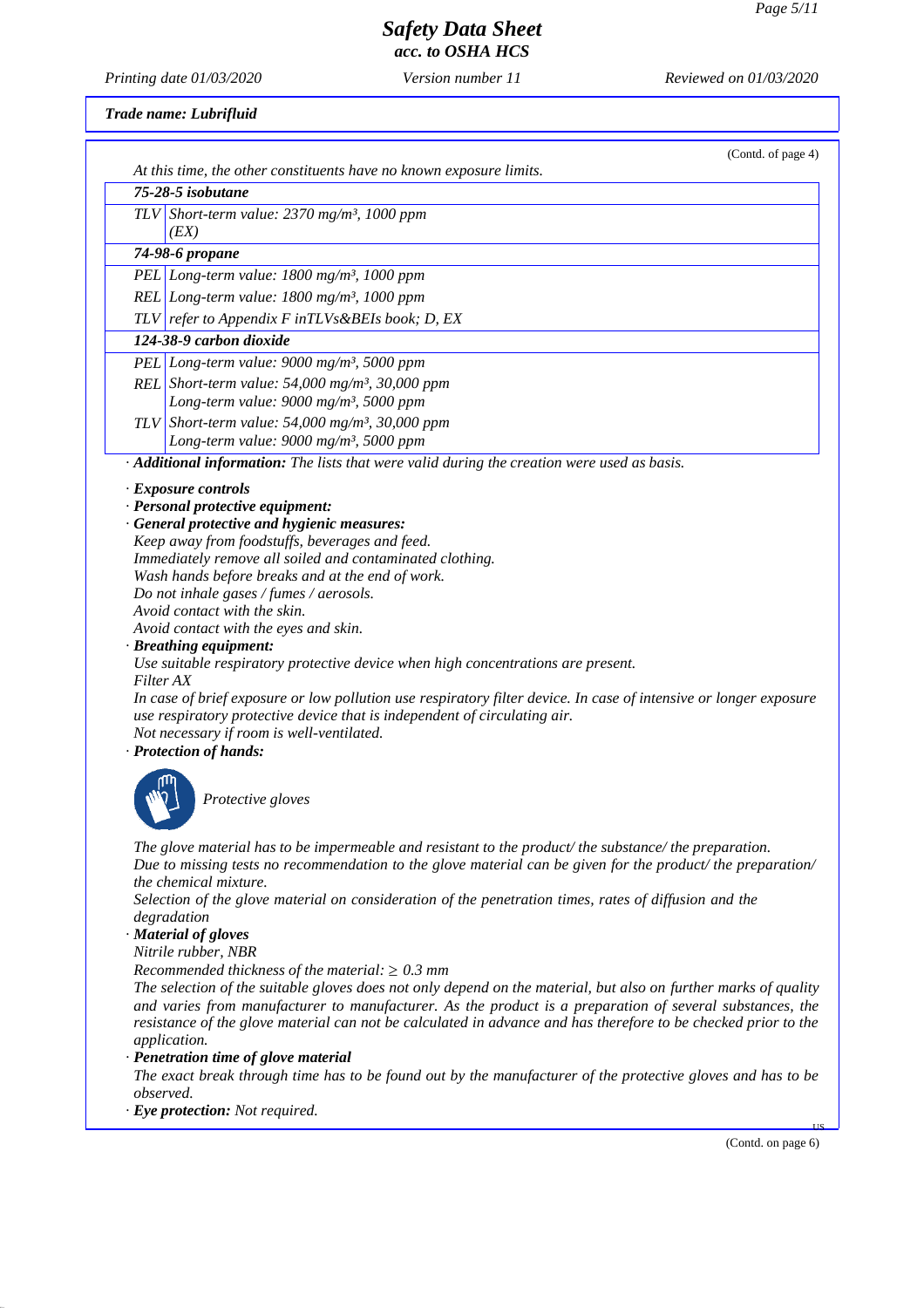*Trade name: Lubrifluid*

(Contd. of page 4)

*At this time, the other constituents have no known exposure limits.*

| | |
|---|---|
| ***75-28-5 isobutane*** | |
| TLV | Short-term value: 2370 mg/m³, 1000 ppm (EX) |
| ***74-98-6 propane*** | |
| PEL | Long-term value: 1800 mg/m³, 1000 ppm |
| REL | Long-term value: 1800 mg/m³, 1000 ppm |
| TLV | refer to Appendix F inTLVs&BEIs book; D, EX |
| ***124-38-9 carbon dioxide*** | |
| PEL | Long-term value: 9000 mg/m³, 5000 ppm |
| REL | Short-term value: 54,000 mg/m³, 30,000 ppm<br>Long-term value: 9000 mg/m³, 5000 ppm |
| TLV | Short-term value: 54,000 mg/m³, 30,000 ppm<br>Long-term value: 9000 mg/m³, 5000 ppm |

· ***Additional information:*** *The lists that were valid during the creation were used as basis.*

· ***Exposure controls***

· ***Personal protective equipment:***

· ***General protective and hygienic measures:***

*Keep away from foodstuffs, beverages and feed.*
*Immediately remove all soiled and contaminated clothing.*
*Wash hands before breaks and at the end of work.*
*Do not inhale gases / fumes / aerosols.*
*Avoid contact with the skin.*
*Avoid contact with the eyes and skin.*

· ***Breathing equipment:***

*Use suitable respiratory protective device when high concentrations are present.*
*Filter AX*
*In case of brief exposure or low pollution use respiratory filter device. In case of intensive or longer exposure use respiratory protective device that is independent of circulating air.*
*Not necessary if room is well-ventilated.*

· ***Protection of hands:***

*Protective gloves*

*The glove material has to be impermeable and resistant to the product/ the substance/ the preparation.*
*Due to missing tests no recommendation to the glove material can be given for the product/ the preparation/ the chemical mixture.*
*Selection of the glove material on consideration of the penetration times, rates of diffusion and the degradation*

· ***Material of gloves***

*Nitrile rubber, NBR*
*Recommended thickness of the material: ≥ 0.3 mm*
*The selection of the suitable gloves does not only depend on the material, but also on further marks of quality and varies from manufacturer to manufacturer. As the product is a preparation of several substances, the resistance of the glove material can not be calculated in advance and has therefore to be checked prior to the application.*

· ***Penetration time of glove material***

*The exact break through time has to be found out by the manufacturer of the protective gloves and has to be observed.*

· ***Eye protection:*** *Not required.*

(Contd. on page 6)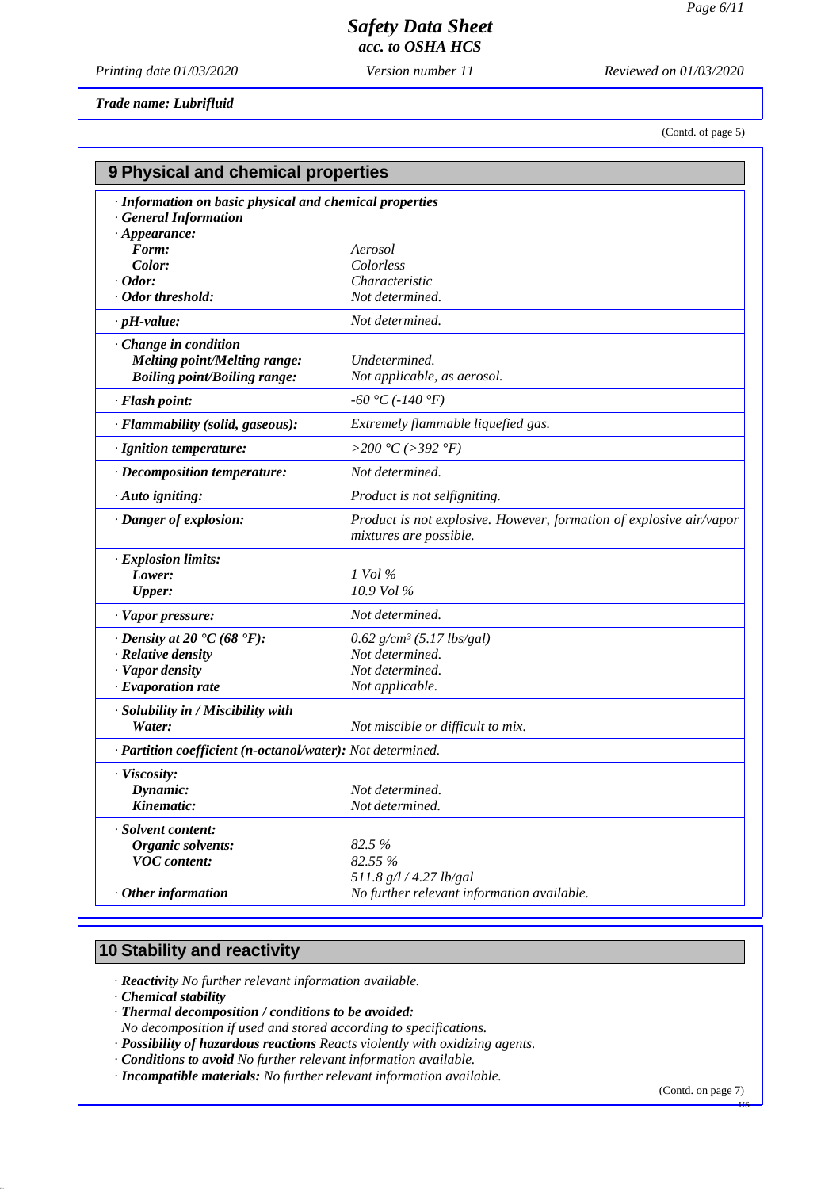**Trade name: Lubrifluid**

(Contd. of page 5)

## 9 Physical and chemical properties

| | |
|---|---|
| · **Information on basic physical and chemical properties** | |
| · **General Information** | |
| · **Appearance:** | |
| **Form:** | Aerosol |
| **Color:** | Colorless |
| · **Odor:** | Characteristic |
| · **Odor threshold:** | Not determined. |
| · **pH-value:** | Not determined. |
| · **Change in condition** | |
| **Melting point/Melting range:** | Undetermined. |
| **Boiling point/Boiling range:** | Not applicable, as aerosol. |
| · **Flash point:** | -60 °C (-140 °F) |
| · **Flammability (solid, gaseous):** | Extremely flammable liquefied gas. |
| · **Ignition temperature:** | >200 °C (>392 °F) |
| · **Decomposition temperature:** | Not determined. |
| · **Auto igniting:** | Product is not selfigniting. |
| · **Danger of explosion:** | Product is not explosive. However, formation of explosive air/vapor mixtures are possible. |
| · **Explosion limits:** | |
| **Lower:** | 1 Vol % |
| **Upper:** | 10.9 Vol % |
| · **Vapor pressure:** | Not determined. |
| · **Density at 20 °C (68 °F):** | 0.62 g/cm³ (5.17 lbs/gal) |
| · **Relative density** | Not determined. |
| · **Vapor density** | Not determined. |
| · **Evaporation rate** | Not applicable. |
| · **Solubility in / Miscibility with** | |
| **Water:** | Not miscible or difficult to mix. |
| · **Partition coefficient (n-octanol/water):** | Not determined. |
| · **Viscosity:** | |
| **Dynamic:** | Not determined. |
| **Kinematic:** | Not determined. |
| · **Solvent content:** | |
| **Organic solvents:** | 82.5 % |
| **VOC content:** | 82.55 % |
| | 511.8 g/l / 4.27 lb/gal |
| · **Other information** | No further relevant information available. |

## 10 Stability and reactivity

· **Reactivity** No further relevant information available.
· **Chemical stability**
· **Thermal decomposition / conditions to be avoided:**
No decomposition if used and stored according to specifications.
· **Possibility of hazardous reactions** Reacts violently with oxidizing agents.
· **Conditions to avoid** No further relevant information available.
· **Incompatible materials:** No further relevant information available.

(Contd. on page 7)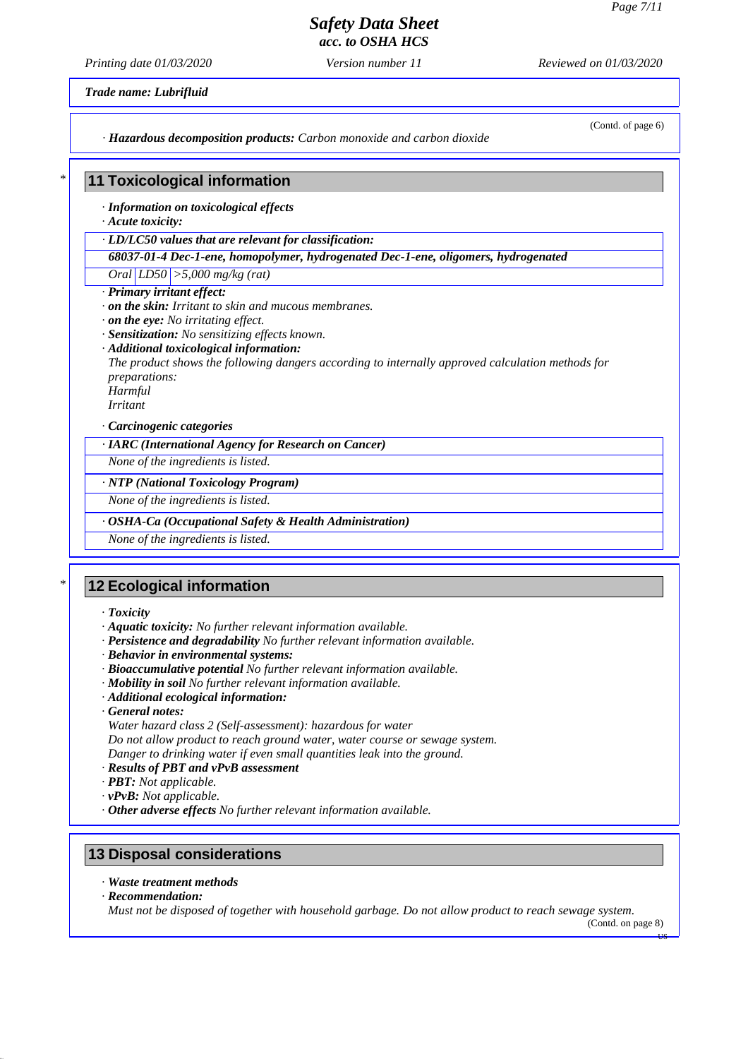*Safety Data Sheet*
*acc. to OSHA HCS*

*Printing date 01/03/2020* *Version number 11* *Reviewed on 01/03/2020*

***Trade name: Lubrifluid***

(Contd. of page 6)

· ***Hazardous decomposition products:*** *Carbon monoxide and carbon dioxide*

## 11 Toxicological information

· ***Information on toxicological effects***
· ***Acute toxicity:***

| · ***LD/LC50 values that are relevant for classification:*** | | |
|---|---|---|
| ***68037-01-4 Dec-1-ene, homopolymer, hydrogenated Dec-1-ene, oligomers, hydrogenated*** | | |
| *Oral* | *LD50* | *>5,000 mg/kg (rat)* |

· ***Primary irritant effect:***
· ***on the skin:*** *Irritant to skin and mucous membranes.*
· ***on the eye:*** *No irritating effect.*
· ***Sensitization:*** *No sensitizing effects known.*
· ***Additional toxicological information:***
*The product shows the following dangers according to internally approved calculation methods for preparations:*
*Harmful*
*Irritant*

· ***Carcinogenic categories***

· ***IARC (International Agency for Research on Cancer)***
*None of the ingredients is listed.*

· ***NTP (National Toxicology Program)***
*None of the ingredients is listed.*

· ***OSHA-Ca (Occupational Safety & Health Administration)***
*None of the ingredients is listed.*

## 12 Ecological information

· ***Toxicity***
· ***Aquatic toxicity:*** *No further relevant information available.*
· ***Persistence and degradability*** *No further relevant information available.*
· ***Behavior in environmental systems:***
· ***Bioaccumulative potential*** *No further relevant information available.*
· ***Mobility in soil*** *No further relevant information available.*
· ***Additional ecological information:***
· ***General notes:***
*Water hazard class 2 (Self-assessment): hazardous for water*
*Do not allow product to reach ground water, water course or sewage system.*
*Danger to drinking water if even small quantities leak into the ground.*
· ***Results of PBT and vPvB assessment***
· ***PBT:*** *Not applicable.*
· ***vPvB:*** *Not applicable.*
· ***Other adverse effects*** *No further relevant information available.*

## 13 Disposal considerations

· ***Waste treatment methods***
· ***Recommendation:***
*Must not be disposed of together with household garbage. Do not allow product to reach sewage system.*

(Contd. on page 8)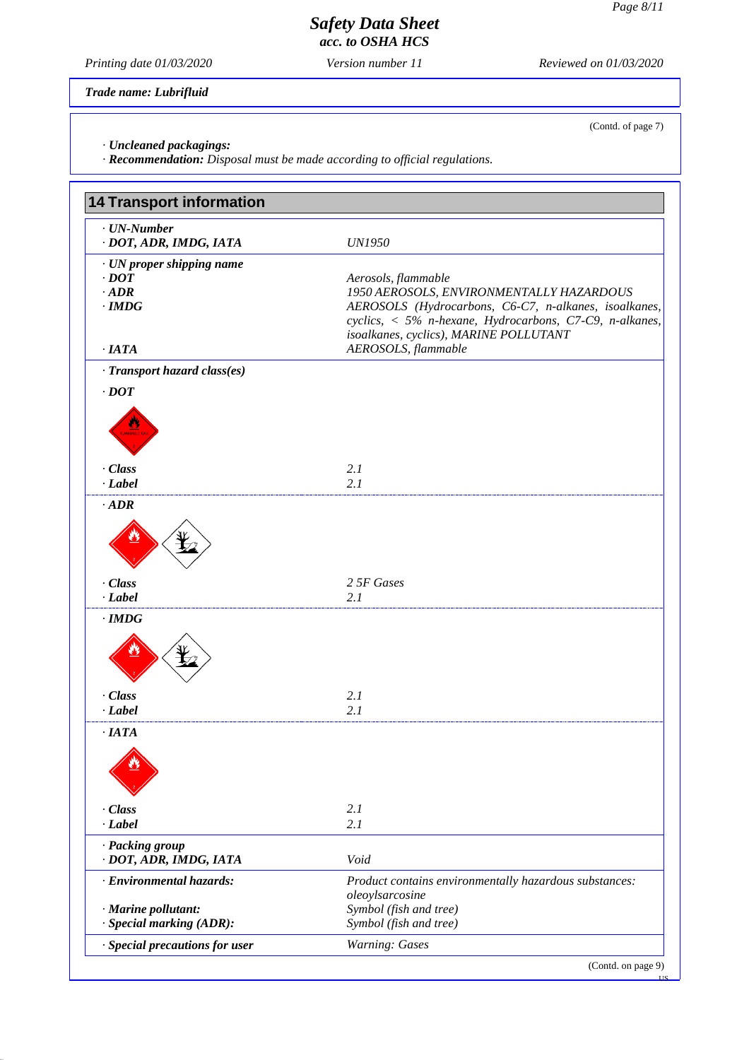Trade name: Lubrifluid

(Contd. of page 7)

· **Uncleaned packagings:**
· **Recommendation:** Disposal must be made according to official regulations.

## 14 Transport information

| | |
|---|---|
| · **UN-Number** | |
| · **DOT, ADR, IMDG, IATA** | UN1950 |
| · **UN proper shipping name** | |
| · **DOT** | Aerosols, flammable |
| · **ADR** | 1950 AEROSOLS, ENVIRONMENTALLY HAZARDOUS |
| · **IMDG** | AEROSOLS (Hydrocarbons, C6-C7, n-alkanes, isoalkanes, cyclics, < 5% n-hexane, Hydrocarbons, C7-C9, n-alkanes, isoalkanes, cyclics), MARINE POLLUTANT |
| · **IATA** | AEROSOLS, flammable |
| · **Transport hazard class(es)** | |
| · **DOT** | |
| · **Class** | 2.1 |
| · **Label** | 2.1 |
| · **ADR** | |
| · **Class** | 2 5F Gases |
| · **Label** | 2.1 |
| · **IMDG** | |
| · **Class** | 2.1 |
| · **Label** | 2.1 |
| · **IATA** | |
| · **Class** | 2.1 |
| · **Label** | 2.1 |
| · **Packing group** | |
| · **DOT, ADR, IMDG, IATA** | Void |
| · **Environmental hazards:** | Product contains environmentally hazardous substances: oleoylsarcosine |
| · **Marine pollutant:** | Symbol (fish and tree) |
| · **Special marking (ADR):** | Symbol (fish and tree) |
| · **Special precautions for user** | Warning: Gases |

(Contd. on page 9)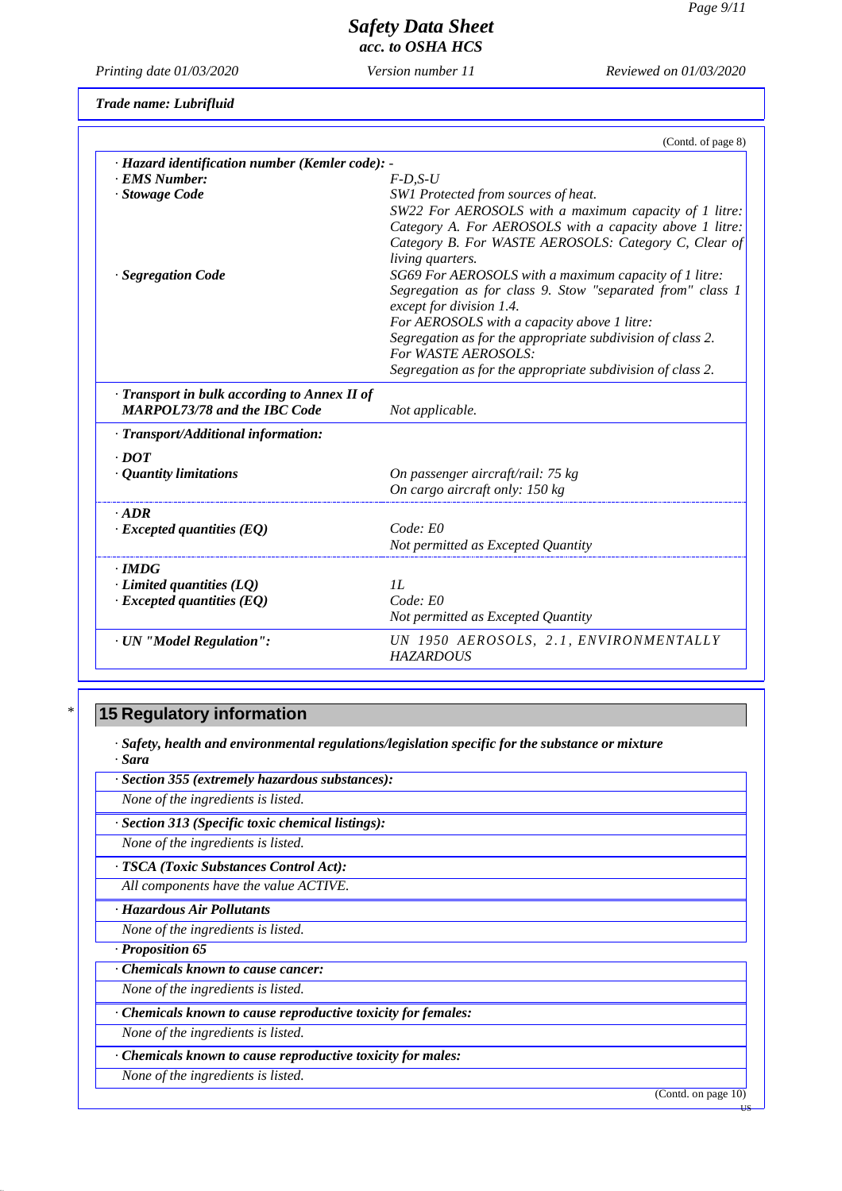*Safety Data Sheet*
*acc. to OSHA HCS*

*Printing date 01/03/2020* *Version number 11* *Reviewed on 01/03/2020*

***Trade name: Lubrifluid***

(Contd. of page 8)

| | |
|---|---|
| · ***Hazard identification number (Kemler code):*** - | |
| · ***EMS Number:*** | *F-D,S-U* |
| · ***Stowage Code*** | *SW1 Protected from sources of heat.*<br>*SW22 For AEROSOLS with a maximum capacity of 1 litre: Category A. For AEROSOLS with a capacity above 1 litre: Category B. For WASTE AEROSOLS: Category C, Clear of living quarters.* |
| · ***Segregation Code*** | *SG69 For AEROSOLS with a maximum capacity of 1 litre: Segregation as for class 9. Stow "separated from" class 1 except for division 1.4.*<br>*For AEROSOLS with a capacity above 1 litre: Segregation as for the appropriate subdivision of class 2.*<br>*For WASTE AEROSOLS:*<br>*Segregation as for the appropriate subdivision of class 2.* |
| · ***Transport in bulk according to Annex II of MARPOL73/78 and the IBC Code*** | *Not applicable.* |
| · ***Transport/Additional information:*** | |
| · ***DOT*** | |
| · ***Quantity limitations*** | *On passenger aircraft/rail: 75 kg*<br>*On cargo aircraft only: 150 kg* |
| · ***ADR*** | |
| · ***Excepted quantities (EQ)*** | *Code: E0*<br>*Not permitted as Excepted Quantity* |
| · ***IMDG*** | |
| · ***Limited quantities (LQ)*** | *1L* |
| · ***Excepted quantities (EQ)*** | *Code: E0*<br>*Not permitted as Excepted Quantity* |
| · ***UN "Model Regulation":*** | *UN 1950 AEROSOLS, 2.1, ENVIRONMENTALLY HAZARDOUS* |

\* 

## 15 Regulatory information

· ***Safety, health and environmental regulations/legislation specific for the substance or mixture***
· ***Sara***

· ***Section 355 (extremely hazardous substances):***
*None of the ingredients is listed.*

· ***Section 313 (Specific toxic chemical listings):***
*None of the ingredients is listed.*

· ***TSCA (Toxic Substances Control Act):***
*All components have the value ACTIVE.*

· ***Hazardous Air Pollutants***
*None of the ingredients is listed.*

· ***Proposition 65***

· ***Chemicals known to cause cancer:***
*None of the ingredients is listed.*

· ***Chemicals known to cause reproductive toxicity for females:***
*None of the ingredients is listed.*

· ***Chemicals known to cause reproductive toxicity for males:***
*None of the ingredients is listed.*

(Contd. on page 10)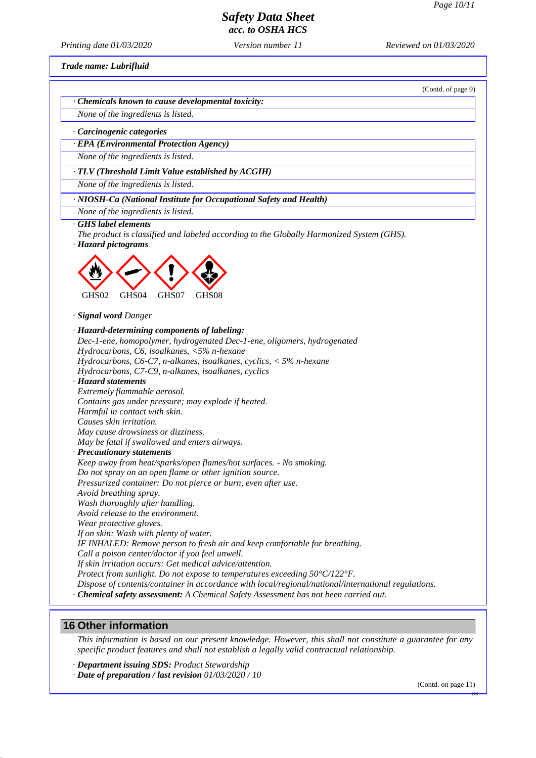**Trade name: Lubrifluid**

(Contd. of page 9)

· **Chemicals known to cause developmental toxicity:**

None of the ingredients is listed.

· **Carcinogenic categories**

· **EPA (Environmental Protection Agency)**

None of the ingredients is listed.

· **TLV (Threshold Limit Value established by ACGIH)**

None of the ingredients is listed.

· **NIOSH-Ca (National Institute for Occupational Safety and Health)**

None of the ingredients is listed.

· **GHS label elements**

The product is classified and labeled according to the Globally Harmonized System (GHS).

· **Hazard pictograms**

GHS02 GHS04 GHS07 GHS08

· **Signal word** Danger

· **Hazard-determining components of labeling:**

Dec-1-ene, homopolymer, hydrogenated Dec-1-ene, oligomers, hydrogenated
Hydrocarbons, C6, isoalkanes, <5% n-hexane
Hydrocarbons, C6-C7, n-alkanes, isoalkanes, cyclics, < 5% n-hexane
Hydrocarbons, C7-C9, n-alkanes, isoalkanes, cyclics

· **Hazard statements**

Extremely flammable aerosol.
Contains gas under pressure; may explode if heated.
Harmful in contact with skin.
Causes skin irritation.
May cause drowsiness or dizziness.
May be fatal if swallowed and enters airways.

· **Precautionary statements**

Keep away from heat/sparks/open flames/hot surfaces. - No smoking.
Do not spray on an open flame or other ignition source.
Pressurized container: Do not pierce or burn, even after use.
Avoid breathing spray.
Wash thoroughly after handling.
Avoid release to the environment.
Wear protective gloves.
If on skin: Wash with plenty of water.
IF INHALED: Remove person to fresh air and keep comfortable for breathing.
Call a poison center/doctor if you feel unwell.
If skin irritation occurs: Get medical advice/attention.
Protect from sunlight. Do not expose to temperatures exceeding 50°C/122°F.
Dispose of contents/container in accordance with local/regional/national/international regulations.

· **Chemical safety assessment:** A Chemical Safety Assessment has not been carried out.

## 16 Other information

This information is based on our present knowledge. However, this shall not constitute a guarantee for any specific product features and shall not establish a legally valid contractual relationship.

· **Department issuing SDS:** Product Stewardship

· **Date of preparation / last revision** 01/03/2020 / 10

(Contd. on page 11)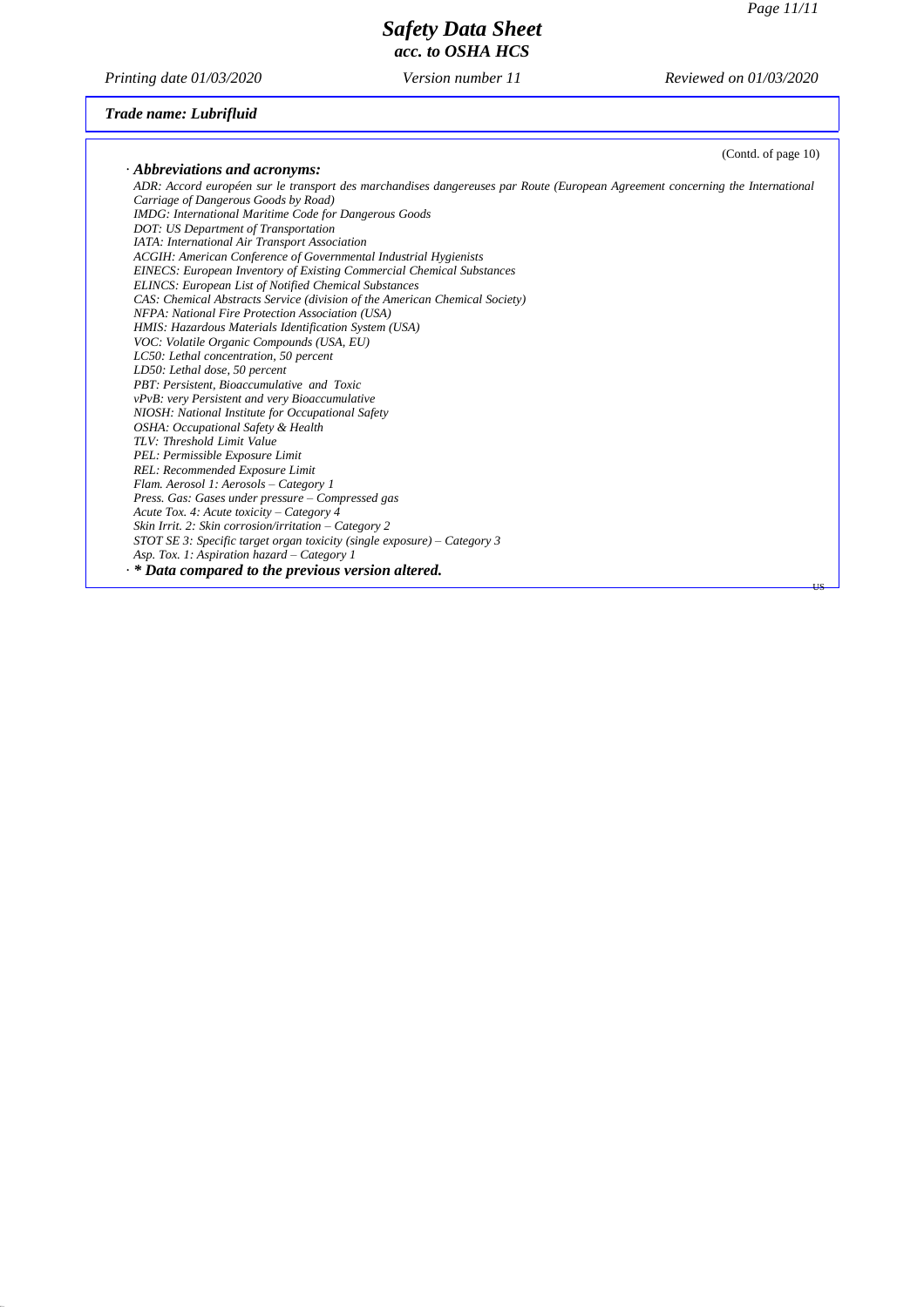*Trade name: Lubrifluid*

(Contd. of page 10)

· ***Abbreviations and acronyms:***

*ADR: Accord européen sur le transport des marchandises dangereuses par Route (European Agreement concerning the International Carriage of Dangerous Goods by Road)*
*IMDG: International Maritime Code for Dangerous Goods*
*DOT: US Department of Transportation*
*IATA: International Air Transport Association*
*ACGIH: American Conference of Governmental Industrial Hygienists*
*EINECS: European Inventory of Existing Commercial Chemical Substances*
*ELINCS: European List of Notified Chemical Substances*
*CAS: Chemical Abstracts Service (division of the American Chemical Society)*
*NFPA: National Fire Protection Association (USA)*
*HMIS: Hazardous Materials Identification System (USA)*
*VOC: Volatile Organic Compounds (USA, EU)*
*LC50: Lethal concentration, 50 percent*
*LD50: Lethal dose, 50 percent*
*PBT: Persistent, Bioaccumulative and Toxic*
*vPvB: very Persistent and very Bioaccumulative*
*NIOSH: National Institute for Occupational Safety*
*OSHA: Occupational Safety & Health*
*TLV: Threshold Limit Value*
*PEL: Permissible Exposure Limit*
*REL: Recommended Exposure Limit*
*Flam. Aerosol 1: Aerosols – Category 1*
*Press. Gas: Gases under pressure – Compressed gas*
*Acute Tox. 4: Acute toxicity – Category 4*
*Skin Irrit. 2: Skin corrosion/irritation – Category 2*
*STOT SE 3: Specific target organ toxicity (single exposure) – Category 3*
*Asp. Tox. 1: Aspiration hazard – Category 1*

· ***\* Data compared to the previous version altered.***

US